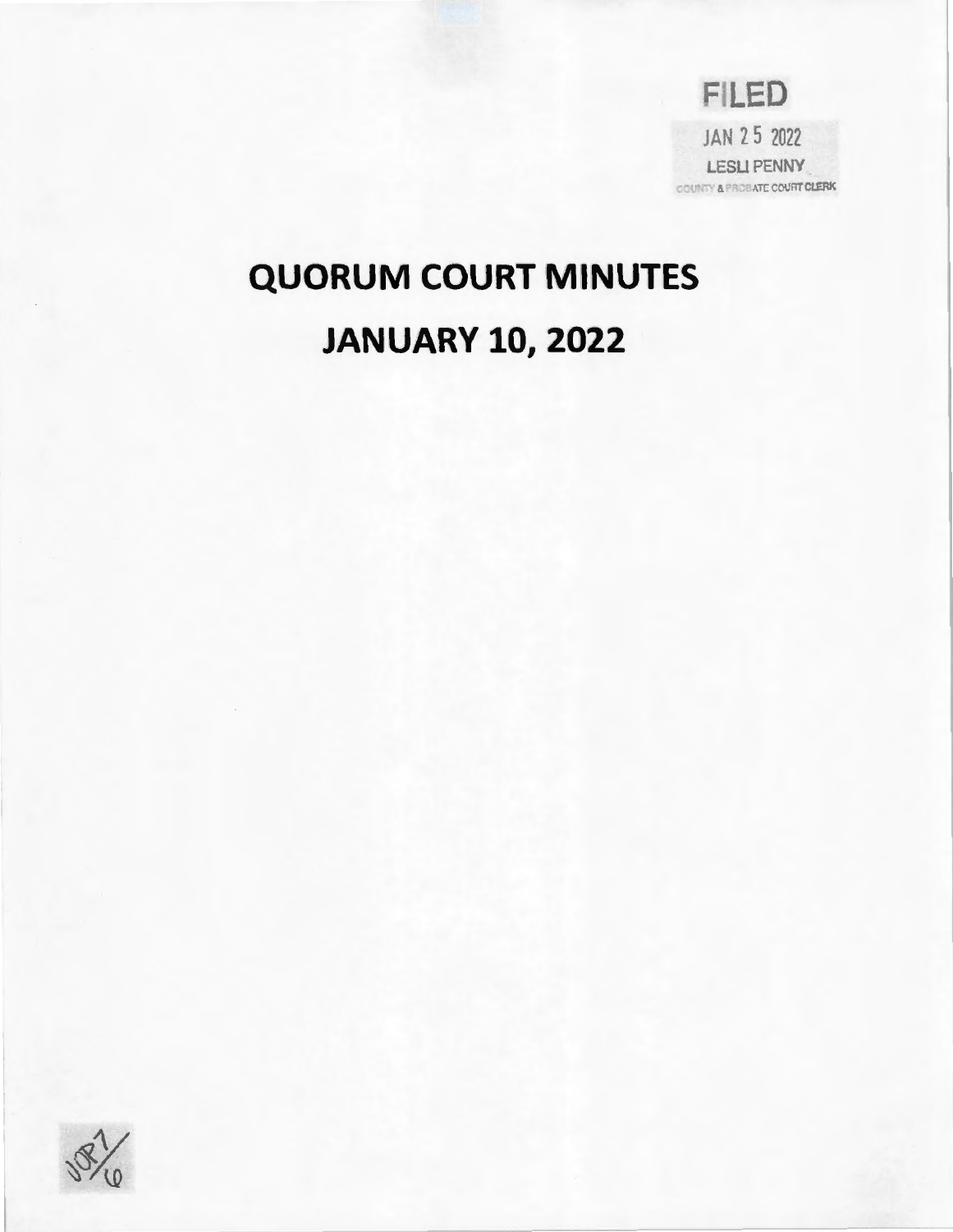FILED

JAN 25 2022

LESLI PENNY

COUNTY & PROBATE COURT CLERK

# QUORUM COURT MINUTES

# JANUARY 10, 2022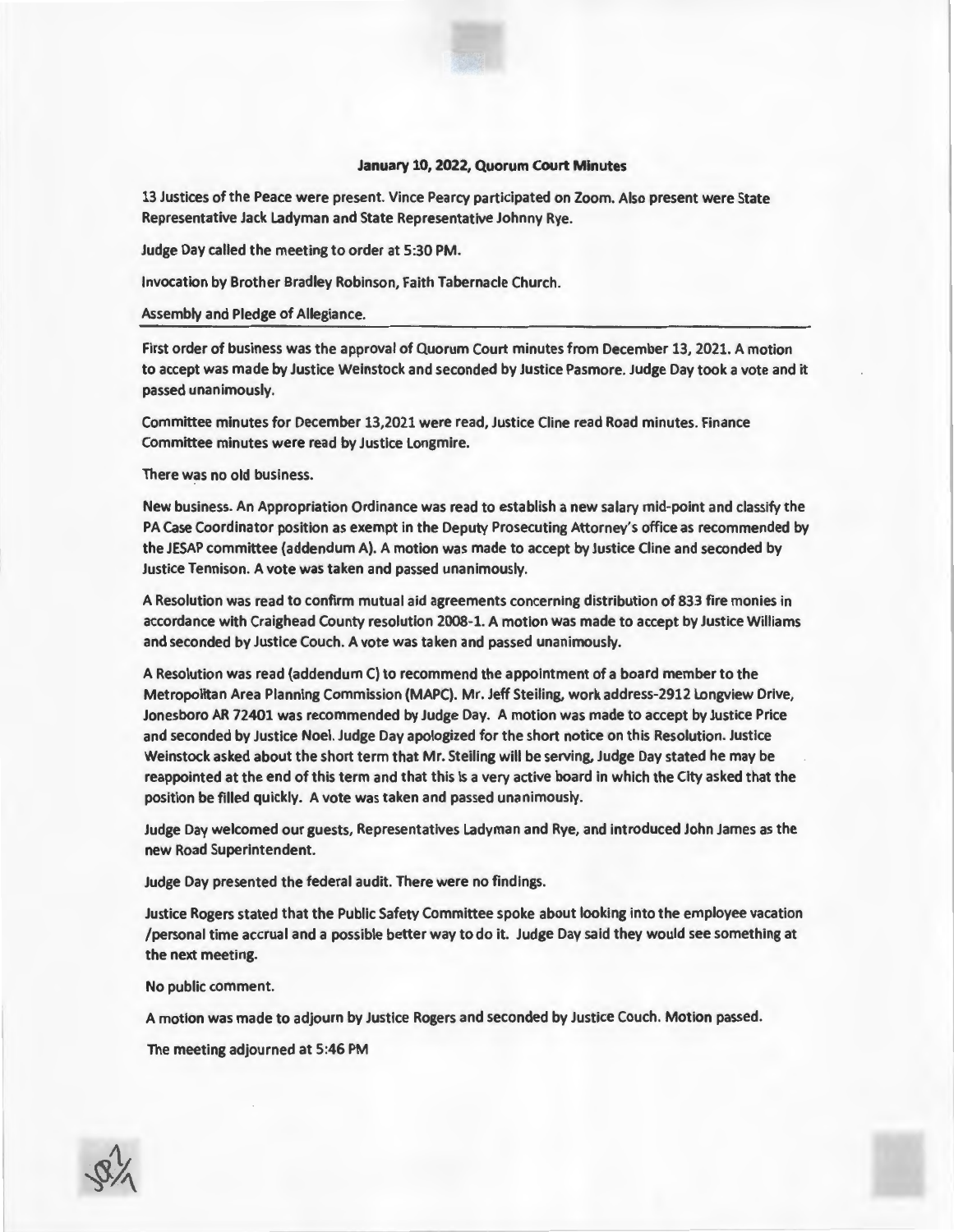**January 10, 2022, Quorum Court Minutes**

13 Justices of the Peace were present. Vince Pearcy participated on Zoom. Also present were State Representative Jack Ladyman and State Representative Johnny Rye.

Judge Day called the meeting to order at 5:30 PM.

Invocation by Brother Bradley Robinson, Faith Tabernacle Church.

Assembly and Pledge of Allegiance.

---

First order of business was the approval of Quorum Court minutes from December 13, 2021. A motion to accept was made by Justice Weinstock and seconded by Justice Pasmore. Judge Day took a vote and it passed unanimously.

Committee minutes for December 13,2021 were read, Justice Cline read Road minutes. Finance Committee minutes were read by Justice Longmire.

There was no old business.

New business. An Appropriation Ordinance was read to establish a new salary mid-point and classify the PA Case Coordinator position as exempt in the Deputy Prosecuting Attorney's office as recommended by the JESAP committee (addendum A). A motion was made to accept by Justice Cline and seconded by Justice Tennison. A vote was taken and passed unanimously.

A Resolution was read to confirm mutual aid agreements concerning distribution of 833 fire monies in accordance with Craighead County resolution 2008-1. A motion was made to accept by Justice Williams and seconded by Justice Couch. A vote was taken and passed unanimously.

A Resolution was read (addendum C) to recommend the appointment of a board member to the Metropolitan Area Planning Commission (MAPC). Mr. Jeff Steiling, work address-2912 Longview Drive, Jonesboro AR 72401 was recommended by Judge Day. A motion was made to accept by Justice Price and seconded by Justice Noel. Judge Day apologized for the short notice on this Resolution. Justice Weinstock asked about the short term that Mr. Steiling will be serving, Judge Day stated he may be reappointed at the end of this term and that this is a very active board in which the City asked that the position be filled quickly. A vote was taken and passed unanimously.

Judge Day welcomed our guests, Representatives Ladyman and Rye, and introduced John James as the new Road Superintendent.

Judge Day presented the federal audit. There were no findings.

Justice Rogers stated that the Public Safety Committee spoke about looking into the employee vacation /personal time accrual and a possible better way to do it. Judge Day said they would see something at the next meeting.

No public comment.

A motion was made to adjourn by Justice Rogers and seconded by Justice Couch. Motion passed.

The meeting adjourned at 5:46 PM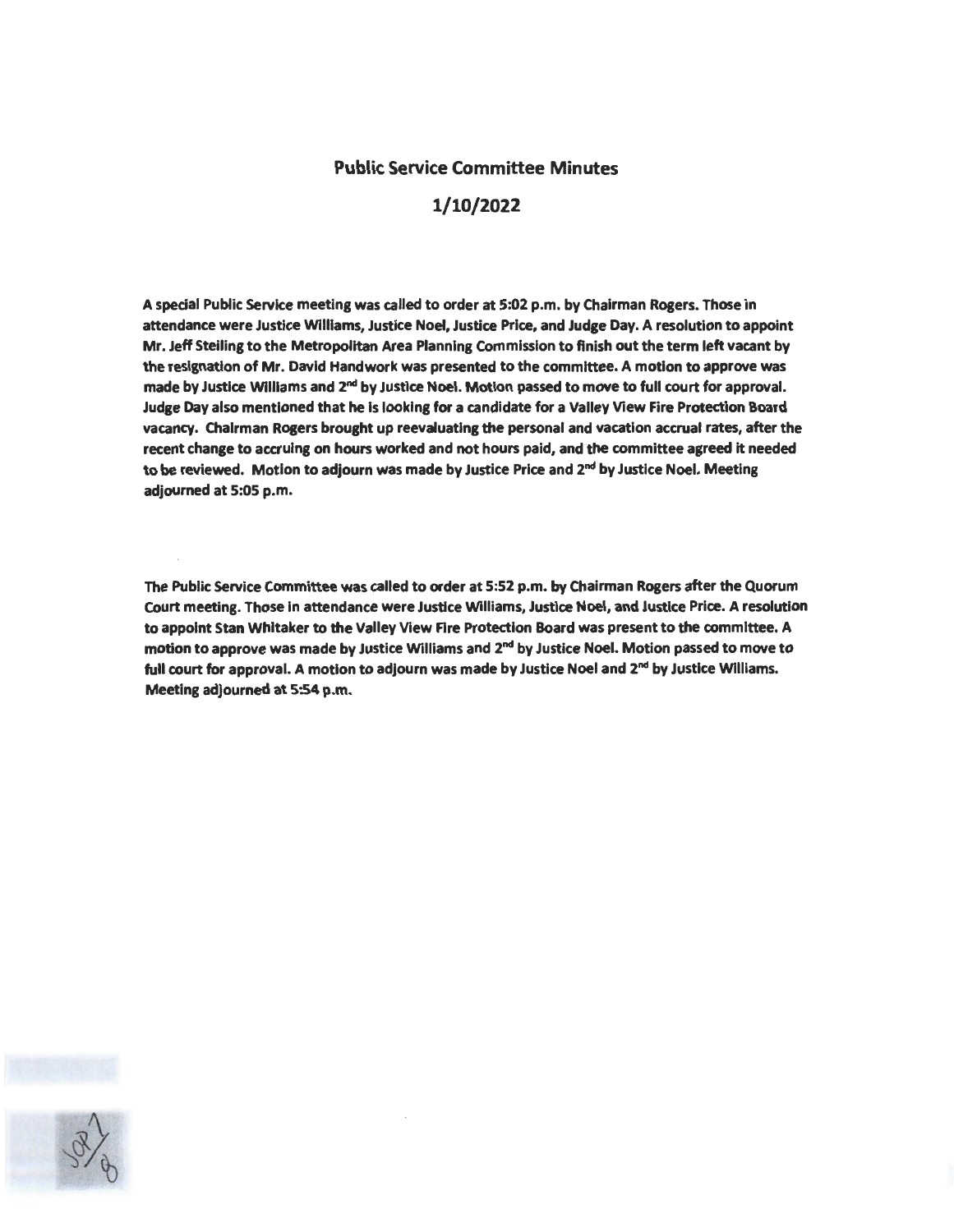# Public Service Committee Minutes

## 1/10/2022

A special Public Service meeting was called to order at 5:02 p.m. by Chairman Rogers. Those in attendance were Justice Williams, Justice Noel, Justice Price, and Judge Day. A resolution to appoint Mr. Jeff Steiling to the Metropolitan Area Planning Commission to finish out the term left vacant by the resignation of Mr. David Handwork was presented to the committee. A motion to approve was made by Justice Williams and 2nd by Justice Noel. Motion passed to move to full court for approval. Judge Day also mentioned that he is looking for a candidate for a Valley View Fire Protection Board vacancy. Chairman Rogers brought up reevaluating the personal and vacation accrual rates, after the recent change to accruing on hours worked and not hours paid, and the committee agreed it needed to be reviewed. Motion to adjourn was made by Justice Price and 2nd by Justice Noel. Meeting adjourned at 5:05 p.m.

The Public Service Committee was called to order at 5:52 p.m. by Chairman Rogers after the Quorum Court meeting. Those in attendance were Justice Williams, Justice Noel, and Justice Price. A resolution to appoint Stan Whitaker to the Valley View Fire Protection Board was present to the committee. A motion to approve was made by Justice Williams and 2nd by Justice Noel. Motion passed to move to full court for approval. A motion to adjourn was made by Justice Noel and 2nd by Justice Williams. Meeting adjourned at 5:54 p.m.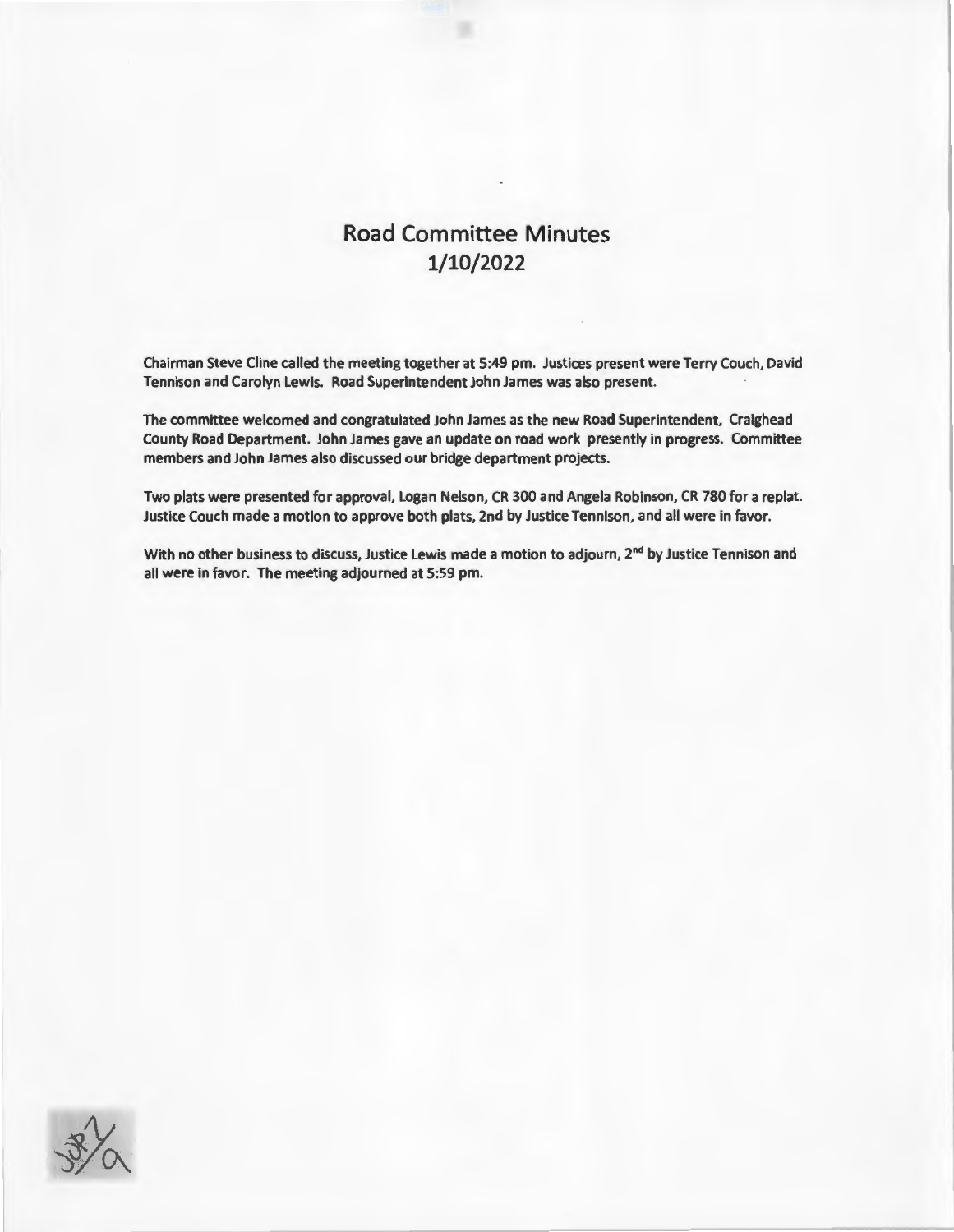# Road Committee Minutes
## 1/10/2022

Chairman Steve Cline called the meeting together at 5:49 pm. Justices present were Terry Couch, David Tennison and Carolyn Lewis. Road Superintendent John James was also present.

The committee welcomed and congratulated John James as the new Road Superintendent, Craighead County Road Department. John James gave an update on road work presently in progress. Committee members and John James also discussed our bridge department projects.

Two plats were presented for approval, Logan Nelson, CR 300 and Angela Robinson, CR 780 for a replat. Justice Couch made a motion to approve both plats, 2nd by Justice Tennison, and all were in favor.

With no other business to discuss, Justice Lewis made a motion to adjourn, 2nd by Justice Tennison and all were in favor. The meeting adjourned at 5:59 pm.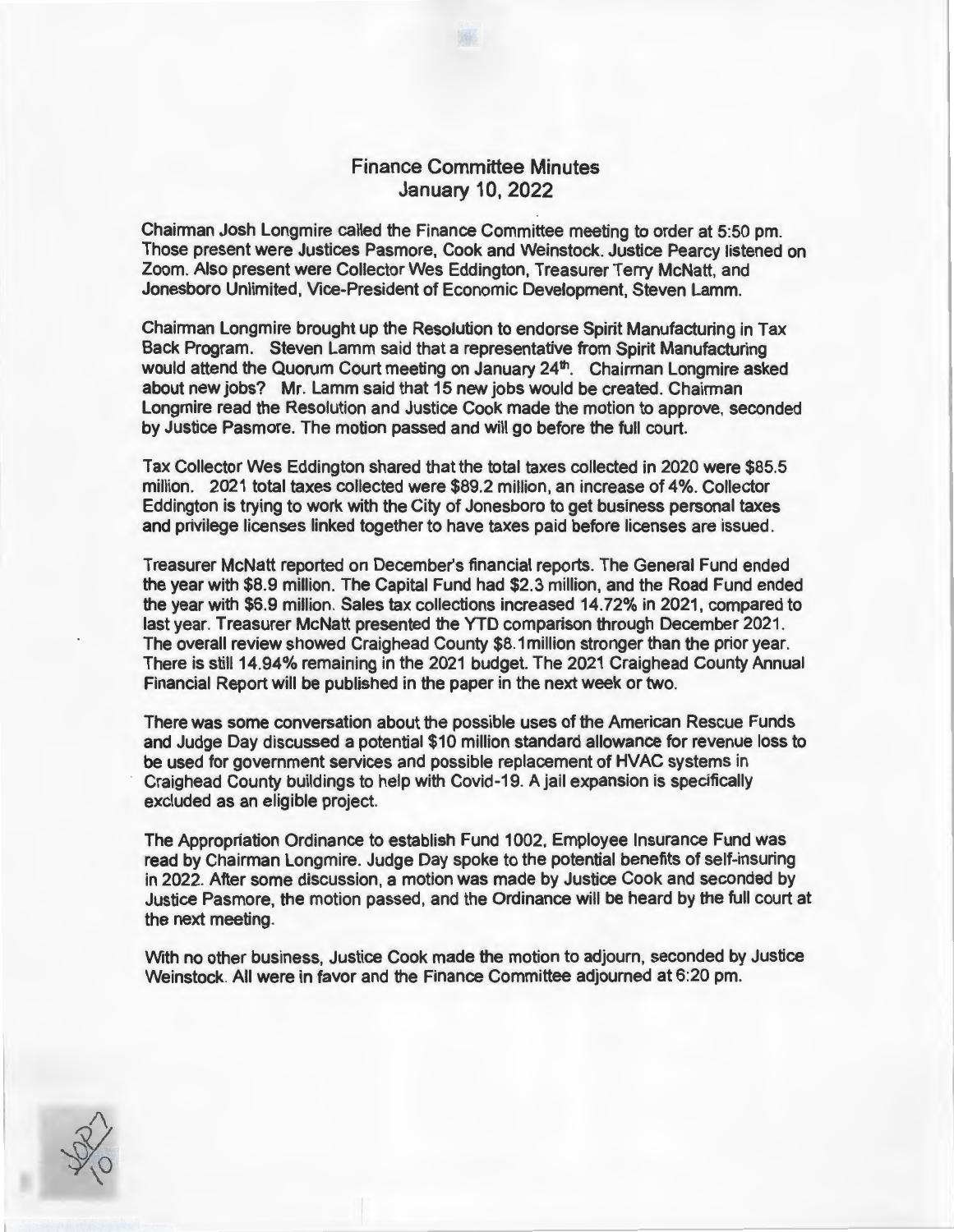# Finance Committee Minutes
## January 10, 2022

Chairman Josh Longmire called the Finance Committee meeting to order at 5:50 pm. Those present were Justices Pasmore, Cook and Weinstock. Justice Pearcy listened on Zoom. Also present were Collector Wes Eddington, Treasurer Terry McNatt, and Jonesboro Unlimited, Vice-President of Economic Development, Steven Lamm.

Chairman Longmire brought up the Resolution to endorse Spirit Manufacturing in Tax Back Program. Steven Lamm said that a representative from Spirit Manufacturing would attend the Quorum Court meeting on January 24th. Chairman Longmire asked about new jobs? Mr. Lamm said that 15 new jobs would be created. Chairman Longmire read the Resolution and Justice Cook made the motion to approve, seconded by Justice Pasmore. The motion passed and will go before the full court.

Tax Collector Wes Eddington shared that the total taxes collected in 2020 were $85.5 million. 2021 total taxes collected were $89.2 million, an increase of 4%. Collector Eddington is trying to work with the City of Jonesboro to get business personal taxes and privilege licenses linked together to have taxes paid before licenses are issued.

Treasurer McNatt reported on December's financial reports. The General Fund ended the year with $8.9 million. The Capital Fund had $2.3 million, and the Road Fund ended the year with $6.9 million. Sales tax collections increased 14.72% in 2021, compared to last year. Treasurer McNatt presented the YTD comparison through December 2021. The overall review showed Craighead County $8.1million stronger than the prior year. There is still 14.94% remaining in the 2021 budget. The 2021 Craighead County Annual Financial Report will be published in the paper in the next week or two.

There was some conversation about the possible uses of the American Rescue Funds and Judge Day discussed a potential $10 million standard allowance for revenue loss to be used for government services and possible replacement of HVAC systems in Craighead County buildings to help with Covid-19. A jail expansion is specifically excluded as an eligible project.

The Appropriation Ordinance to establish Fund 1002, Employee Insurance Fund was read by Chairman Longmire. Judge Day spoke to the potential benefits of self-insuring in 2022. After some discussion, a motion was made by Justice Cook and seconded by Justice Pasmore, the motion passed, and the Ordinance will be heard by the full court at the next meeting.

With no other business, Justice Cook made the motion to adjourn, seconded by Justice Weinstock. All were in favor and the Finance Committee adjourned at 6:20 pm.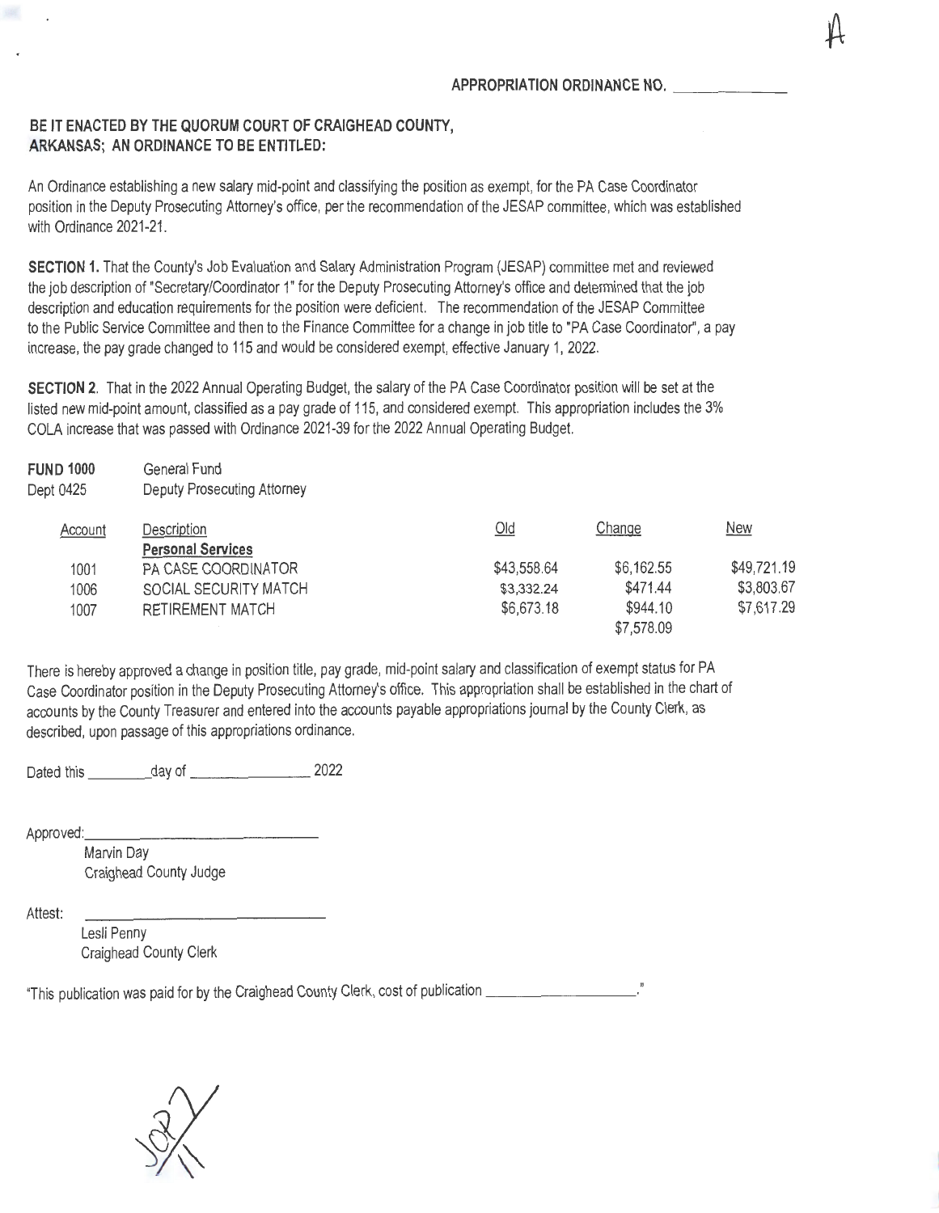**APPROPRIATION ORDINANCE NO. ____________**

**BE IT ENACTED BY THE QUORUM COURT OF CRAIGHEAD COUNTY, ARKANSAS; AN ORDINANCE TO BE ENTITLED:**

An Ordinance establishing a new salary mid-point and classifying the position as exempt, for the PA Case Coordinator position in the Deputy Prosecuting Attorney's office, per the recommendation of the JESAP committee, which was established with Ordinance 2021-21.

**SECTION 1.** That the County's Job Evaluation and Salary Administration Program (JESAP) committee met and reviewed the job description of "Secretary/Coordinator 1" for the Deputy Prosecuting Attorney's office and determined that the job description and education requirements for the position were deficient. The recommendation of the JESAP Committee to the Public Service Committee and then to the Finance Committee for a change in job title to "PA Case Coordinator", a pay increase, the pay grade changed to 115 and would be considered exempt, effective January 1, 2022.

**SECTION 2.** That in the 2022 Annual Operating Budget, the salary of the PA Case Coordinator position will be set at the listed new mid-point amount, classified as a pay grade of 115, and considered exempt. This appropriation includes the 3% COLA increase that was passed with Ordinance 2021-39 for the 2022 Annual Operating Budget.

**FUND 1000** General Fund
Dept 0425 Deputy Prosecuting Attorney

| Account | Description | Old | Change | New |
|---|---|---|---|---|
| | **Personal Services** | | | |
| 1001 | PA CASE COORDINATOR | $43,558.64 | $6,162.55 | $49,721.19 |
| 1006 | SOCIAL SECURITY MATCH | $3,332.24 | $471.44 | $3,803.67 |
| 1007 | RETIREMENT MATCH | $6,673.18 | $944.10 | $7,617.29 |
| | | | $7,578.09 | |

There is hereby approved a change in position title, pay grade, mid-point salary and classification of exempt status for PA Case Coordinator position in the Deputy Prosecuting Attorney's office. This appropriation shall be established in the chart of accounts by the County Treasurer and entered into the accounts payable appropriations journal by the County Clerk, as described, upon passage of this appropriations ordinance.

Dated this ________day of ________________ 2022

Approved:______________________________
Marvin Day
Craighead County Judge

Attest: ______________________________
Lesli Penny
Craighead County Clerk

"This publication was paid for by the Craighead County Clerk, cost of publication ____________________."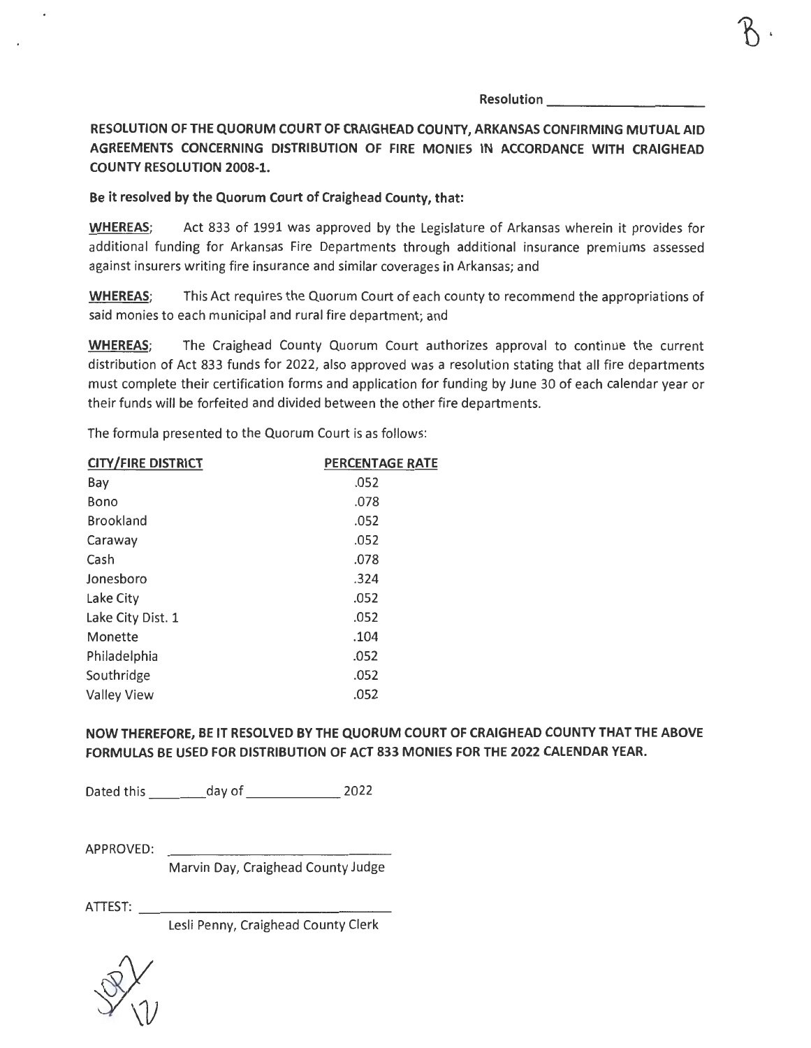Resolution ____________________

**RESOLUTION OF THE QUORUM COURT OF CRAIGHEAD COUNTY, ARKANSAS CONFIRMING MUTUAL AID AGREEMENTS CONCERNING DISTRIBUTION OF FIRE MONIES IN ACCORDANCE WITH CRAIGHEAD COUNTY RESOLUTION 2008-1.**

**Be it resolved by the Quorum Court of Craighead County, that:**

**WHEREAS;** Act 833 of 1991 was approved by the Legislature of Arkansas wherein it provides for additional funding for Arkansas Fire Departments through additional insurance premiums assessed against insurers writing fire insurance and similar coverages in Arkansas; and

**WHEREAS;** This Act requires the Quorum Court of each county to recommend the appropriations of said monies to each municipal and rural fire department; and

**WHEREAS;** The Craighead County Quorum Court authorizes approval to continue the current distribution of Act 833 funds for 2022, also approved was a resolution stating that all fire departments must complete their certification forms and application for funding by June 30 of each calendar year or their funds will be forfeited and divided between the other fire departments.

The formula presented to the Quorum Court is as follows:

| CITY/FIRE DISTRICT | PERCENTAGE RATE |
|---|---|
| Bay | .052 |
| Bono | .078 |
| Brookland | .052 |
| Caraway | .052 |
| Cash | .078 |
| Jonesboro | .324 |
| Lake City | .052 |
| Lake City Dist. 1 | .052 |
| Monette | .104 |
| Philadelphia | .052 |
| Southridge | .052 |
| Valley View | .052 |

**NOW THEREFORE, BE IT RESOLVED BY THE QUORUM COURT OF CRAIGHEAD COUNTY THAT THE ABOVE FORMULAS BE USED FOR DISTRIBUTION OF ACT 833 MONIES FOR THE 2022 CALENDAR YEAR.**

Dated this ________ day of ____________ 2022

APPROVED: ______________________________
Marvin Day, Craighead County Judge

ATTEST: ______________________________
Lesli Penny, Craighead County Clerk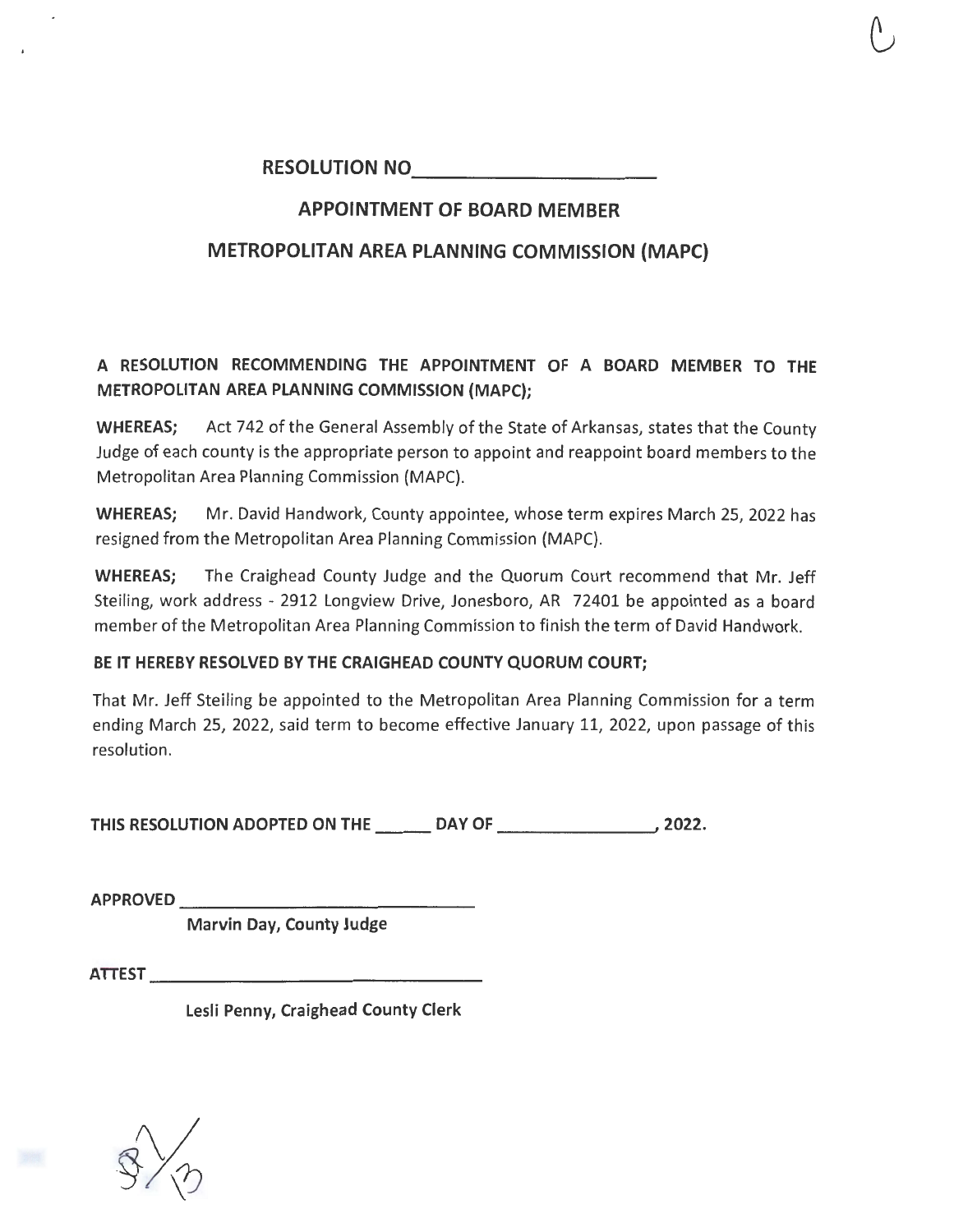# RESOLUTION NO\_\_\_\_\_\_\_\_\_\_\_\_\_\_\_\_\_\_\_\_

## APPOINTMENT OF BOARD MEMBER

## METROPOLITAN AREA PLANNING COMMISSION (MAPC)

**A RESOLUTION RECOMMENDING THE APPOINTMENT OF A BOARD MEMBER TO THE METROPOLITAN AREA PLANNING COMMISSION (MAPC);**

**WHEREAS;** Act 742 of the General Assembly of the State of Arkansas, states that the County Judge of each county is the appropriate person to appoint and reappoint board members to the Metropolitan Area Planning Commission (MAPC).

**WHEREAS;** Mr. David Handwork, County appointee, whose term expires March 25, 2022 has resigned from the Metropolitan Area Planning Commission (MAPC).

**WHEREAS;** The Craighead County Judge and the Quorum Court recommend that Mr. Jeff Steiling, work address - 2912 Longview Drive, Jonesboro, AR 72401 be appointed as a board member of the Metropolitan Area Planning Commission to finish the term of David Handwork.

**BE IT HEREBY RESOLVED BY THE CRAIGHEAD COUNTY QUORUM COURT;**

That Mr. Jeff Steiling be appointed to the Metropolitan Area Planning Commission for a term ending March 25, 2022, said term to become effective January 11, 2022, upon passage of this resolution.

**THIS RESOLUTION ADOPTED ON THE \_\_\_\_\_\_ DAY OF \_\_\_\_\_\_\_\_\_\_\_\_\_\_\_\_, 2022.**

**APPROVED** \_\_\_\_\_\_\_\_\_\_\_\_\_\_\_\_\_\_\_\_\_\_\_\_\_\_\_\_

**Marvin Day, County Judge**

**ATTEST** \_\_\_\_\_\_\_\_\_\_\_\_\_\_\_\_\_\_\_\_\_\_\_\_\_\_\_\_

**Lesli Penny, Craighead County Clerk**

8/13